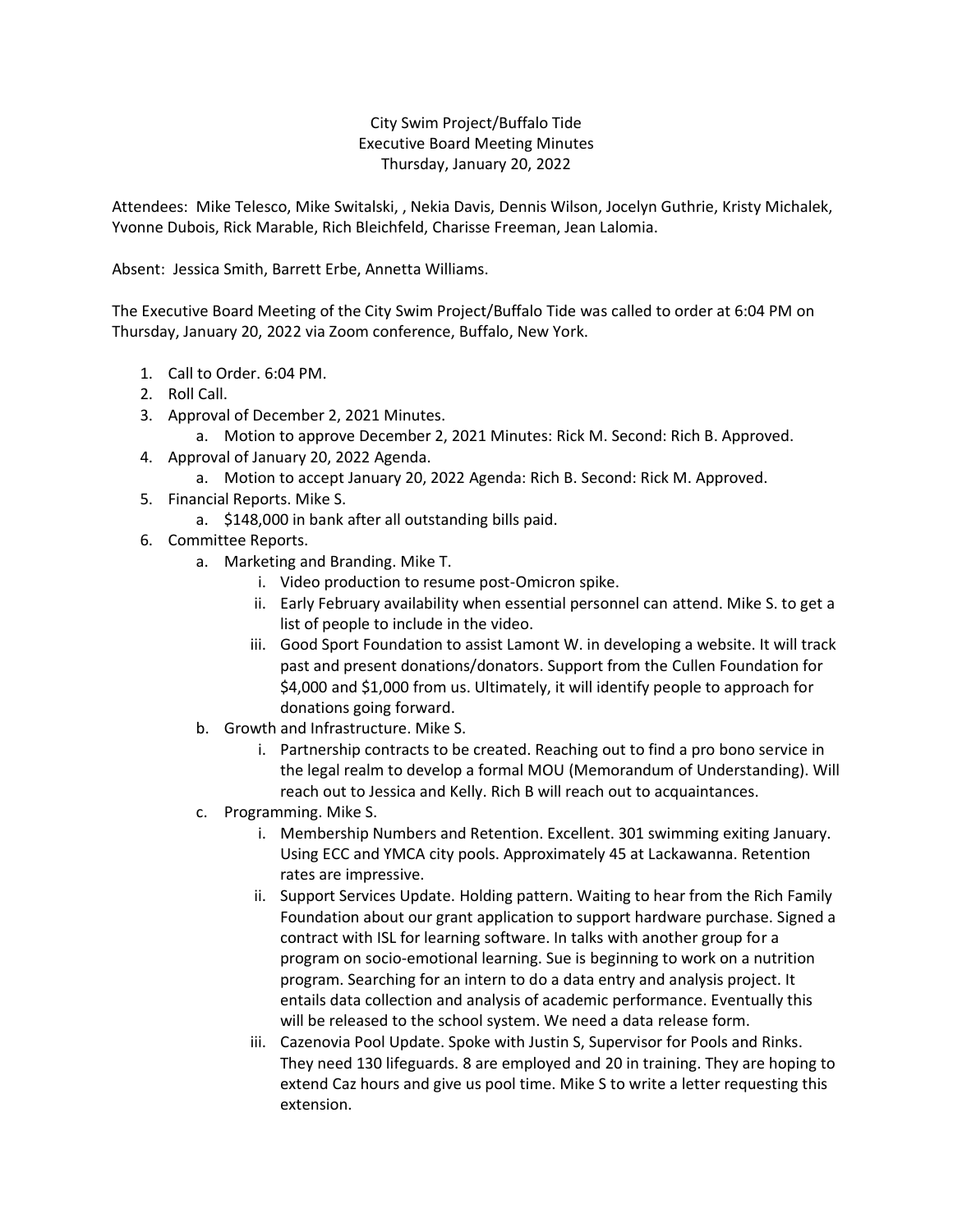City Swim Project/Buffalo Tide
Executive Board Meeting Minutes
Thursday, January 20, 2022

Attendees: Mike Telesco, Mike Switalski, , Nekia Davis, Dennis Wilson, Jocelyn Guthrie, Kristy Michalek, Yvonne Dubois, Rick Marable, Rich Bleichfeld, Charisse Freeman, Jean Lalomia.

Absent: Jessica Smith, Barrett Erbe, Annetta Williams.

The Executive Board Meeting of the City Swim Project/Buffalo Tide was called to order at 6:04 PM on Thursday, January 20, 2022 via Zoom conference, Buffalo, New York.

1. Call to Order. 6:04 PM.
2. Roll Call.
3. Approval of December 2, 2021 Minutes.
   a. Motion to approve December 2, 2021 Minutes: Rick M. Second: Rich B. Approved.
4. Approval of January 20, 2022 Agenda.
   a. Motion to accept January 20, 2022 Agenda: Rich B. Second: Rick M. Approved.
5. Financial Reports. Mike S.
   a. $148,000 in bank after all outstanding bills paid.
6. Committee Reports.
   a. Marketing and Branding. Mike T.
      i. Video production to resume post-Omicron spike.
      ii. Early February availability when essential personnel can attend. Mike S. to get a list of people to include in the video.
      iii. Good Sport Foundation to assist Lamont W. in developing a website. It will track past and present donations/donators. Support from the Cullen Foundation for $4,000 and $1,000 from us. Ultimately, it will identify people to approach for donations going forward.
   b. Growth and Infrastructure. Mike S.
      i. Partnership contracts to be created. Reaching out to find a pro bono service in the legal realm to develop a formal MOU (Memorandum of Understanding). Will reach out to Jessica and Kelly. Rich B will reach out to acquaintances.
   c. Programming. Mike S.
      i. Membership Numbers and Retention. Excellent. 301 swimming exiting January. Using ECC and YMCA city pools. Approximately 45 at Lackawanna. Retention rates are impressive.
      ii. Support Services Update. Holding pattern. Waiting to hear from the Rich Family Foundation about our grant application to support hardware purchase. Signed a contract with ISL for learning software. In talks with another group for a program on socio-emotional learning. Sue is beginning to work on a nutrition program. Searching for an intern to do a data entry and analysis project. It entails data collection and analysis of academic performance. Eventually this will be released to the school system. We need a data release form.
      iii. Cazenovia Pool Update. Spoke with Justin S, Supervisor for Pools and Rinks. They need 130 lifeguards. 8 are employed and 20 in training. They are hoping to extend Caz hours and give us pool time. Mike S to write a letter requesting this extension.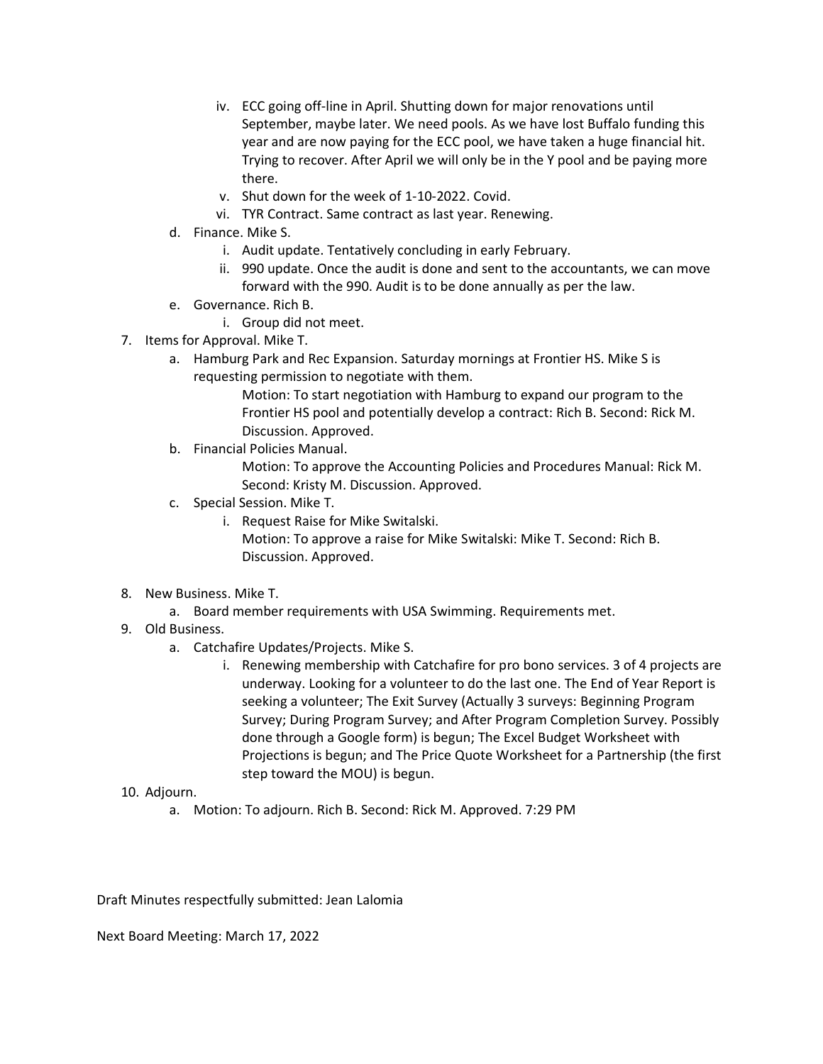iv. ECC going off-line in April. Shutting down for major renovations until September, maybe later. We need pools. As we have lost Buffalo funding this year and are now paying for the ECC pool, we have taken a huge financial hit. Trying to recover. After April we will only be in the Y pool and be paying more there.
   v. Shut down for the week of 1-10-2022. Covid.
   vi. TYR Contract. Same contract as last year. Renewing.

d. Finance. Mike S.
   i. Audit update. Tentatively concluding in early February.
   ii. 990 update. Once the audit is done and sent to the accountants, we can move forward with the 990. Audit is to be done annually as per the law.

e. Governance. Rich B.
   i. Group did not meet.

7. Items for Approval. Mike T.
   a. Hamburg Park and Rec Expansion. Saturday mornings at Frontier HS. Mike S is requesting permission to negotiate with them.

      Motion: To start negotiation with Hamburg to expand our program to the Frontier HS pool and potentially develop a contract: Rich B. Second: Rick M. Discussion. Approved.

   b. Financial Policies Manual.

      Motion: To approve the Accounting Policies and Procedures Manual: Rick M. Second: Kristy M. Discussion. Approved.

   c. Special Session. Mike T.
      i. Request Raise for Mike Switalski.

         Motion: To approve a raise for Mike Switalski: Mike T. Second: Rich B. Discussion. Approved.

8. New Business. Mike T.
   a. Board member requirements with USA Swimming. Requirements met.

9. Old Business.
   a. Catchafire Updates/Projects. Mike S.
      i. Renewing membership with Catchafire for pro bono services. 3 of 4 projects are underway. Looking for a volunteer to do the last one. The End of Year Report is seeking a volunteer; The Exit Survey (Actually 3 surveys: Beginning Program Survey; During Program Survey; and After Program Completion Survey. Possibly done through a Google form) is begun; The Excel Budget Worksheet with Projections is begun; and The Price Quote Worksheet for a Partnership (the first step toward the MOU) is begun.

10. Adjourn.
    a. Motion: To adjourn. Rich B. Second: Rick M. Approved. 7:29 PM

Draft Minutes respectfully submitted: Jean Lalomia

Next Board Meeting: March 17, 2022